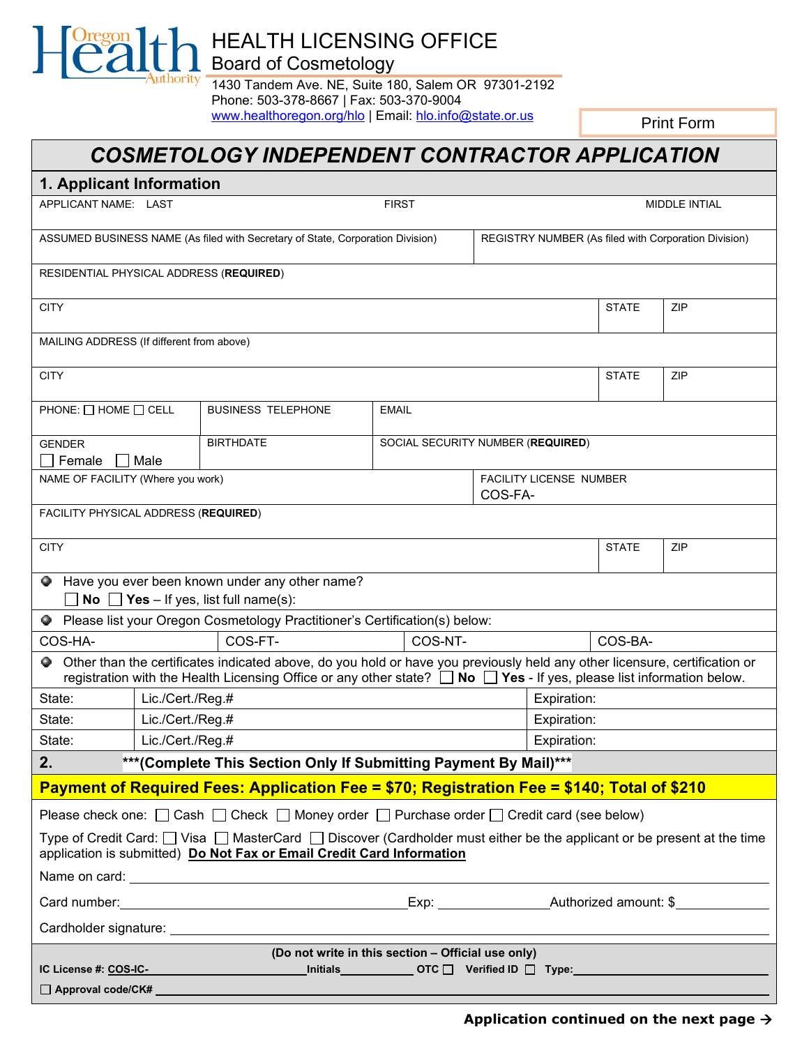# HEALTH LICENSING OFFICE

## Board of Cosmetology

1430 Tandem Ave. NE, Suite 180, Salem OR 97301-2192
Phone: 503-378-8667 | Fax: 503-370-9004
www.healthoregon.org/hlo | Email: hlo.info@state.or.us

Print Form

# *COSMETOLOGY INDEPENDENT CONTRACTOR APPLICATION*

## 1. Applicant Information

| APPLICANT NAME: LAST | FIRST | MIDDLE INTIAL |
|---|---|---|
| | | |

| ASSUMED BUSINESS NAME (As filed with Secretary of State, Corporation Division) | REGISTRY NUMBER (As filed with Corporation Division) |
|---|---|
| | |

RESIDENTIAL PHYSICAL ADDRESS (**REQUIRED**)

| CITY | STATE | ZIP |
|---|---|---|
| | | |

MAILING ADDRESS (If different from above)

| CITY | STATE | ZIP |
|---|---|---|
| | | |

| PHONE: ☐ HOME ☐ CELL | BUSINESS TELEPHONE | EMAIL |
|---|---|---|
| | | |

| GENDER ☐ Female ☐ Male | BIRTHDATE | SOCIAL SECURITY NUMBER (**REQUIRED**) |
|---|---|---|
| | | |

| NAME OF FACILITY (Where you work) | FACILITY LICENSE NUMBER COS-FA- |
|---|---|
| | |

FACILITY PHYSICAL ADDRESS (**REQUIRED**)

| CITY | STATE | ZIP |
|---|---|---|
| | | |

- Have you ever been known under any other name?
  ☐ **No** ☐ **Yes** – If yes, list full name(s):

- Please list your Oregon Cosmetology Practitioner's Certification(s) below:

| COS-HA- | COS-FT- | COS-NT- | COS-BA- |
|---|---|---|---|

- Other than the certificates indicated above, do you hold or have you previously held any other licensure, certification or registration with the Health Licensing Office or any other state? ☐ **No** ☐ **Yes** - If yes, please list information below.

| State: | Lic./Cert./Reg.# | Expiration: |
|---|---|---|
| State: | Lic./Cert./Reg.# | Expiration: |
| State: | Lic./Cert./Reg.# | Expiration: |

## 2. ***(Complete This Section Only If Submitting Payment By Mail)***

**Payment of Required Fees: Application Fee = $70; Registration Fee = $140; Total of $210**

Please check one: ☐ Cash ☐ Check ☐ Money order ☐ Purchase order ☐ Credit card (see below)

Type of Credit Card: ☐ Visa ☐ MasterCard ☐ Discover (Cardholder must either be the applicant or be present at the time application is submitted) **Do Not Fax or Email Credit Card Information**

Name on card: ______________________

Card number: ______________________ Exp: __________ Authorized amount: $__________

Cardholder signature: ______________________

**(Do not write in this section – Official use only)**

**IC License #: COS-IC-** __________ **Initials** ______ **OTC** ☐ **Verified ID** ☐ **Type:** ______

☐ **Approval code/CK#** ______________________

**Application continued on the next page →**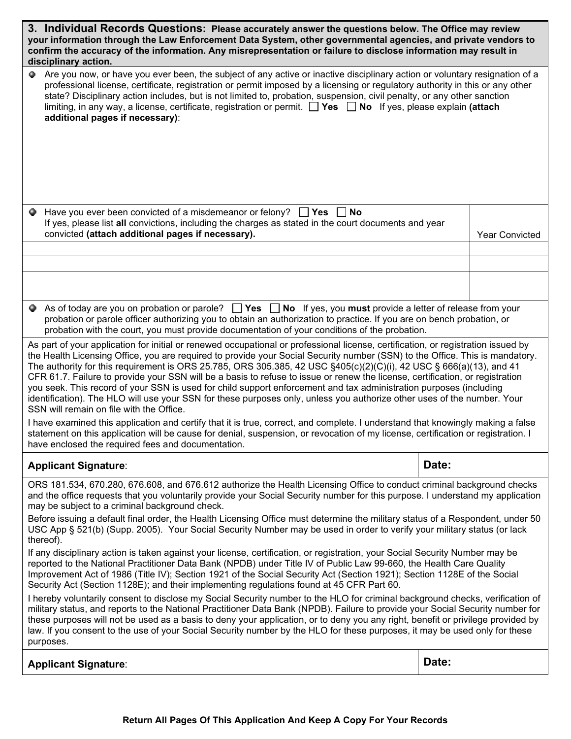### 3. Individual Records Questions: Please accurately answer the questions below. The Office may review your information through the Law Enforcement Data System, other governmental agencies, and private vendors to confirm the accuracy of the information. Any misrepresentation or failure to disclose information may result in disciplinary action.

- Are you now, or have you ever been, the subject of any active or inactive disciplinary action or voluntary resignation of a professional license, certificate, registration or permit imposed by a licensing or regulatory authority in this or any other state? Disciplinary action includes, but is not limited to, probation, suspension, civil penalty, or any other sanction limiting, in any way, a license, certificate, registration or permit. ☐ **Yes** ☐ **No** If yes, please explain **(attach additional pages if necessary)**:

- Have you ever been convicted of a misdemeanor or felony? ☐ **Yes** ☐ **No**
  If yes, please list **all** convictions, including the charges as stated in the court documents and year convicted **(attach additional pages if necessary).**

| | Year Convicted |
|---|---|
| | |
| | |
| | |
| | |

- As of today are you on probation or parole? ☐ **Yes** ☐ **No** If yes, you **must** provide a letter of release from your probation or parole officer authorizing you to obtain an authorization to practice. If you are on bench probation, or probation with the court, you must provide documentation of your conditions of the probation.

As part of your application for initial or renewed occupational or professional license, certification, or registration issued by the Health Licensing Office, you are required to provide your Social Security number (SSN) to the Office. This is mandatory. The authority for this requirement is ORS 25.785, ORS 305.385, 42 USC §405(c)(2)(C)(i), 42 USC § 666(a)(13), and 41 CFR 61.7. Failure to provide your SSN will be a basis to refuse to issue or renew the license, certification, or registration you seek. This record of your SSN is used for child support enforcement and tax administration purposes (including identification). The HLO will use your SSN for these purposes only, unless you authorize other uses of the number. Your SSN will remain on file with the Office.

I have examined this application and certify that it is true, correct, and complete. I understand that knowingly making a false statement on this application will be cause for denial, suspension, or revocation of my license, certification or registration. I have enclosed the required fees and documentation.

| **Applicant Signature**: | **Date:** |
|---|---|

ORS 181.534, 670.280, 676.608, and 676.612 authorize the Health Licensing Office to conduct criminal background checks and the office requests that you voluntarily provide your Social Security number for this purpose. I understand my application may be subject to a criminal background check.

Before issuing a default final order, the Health Licensing Office must determine the military status of a Respondent, under 50 USC App § 521(b) (Supp. 2005). Your Social Security Number may be used in order to verify your military status (or lack thereof).

If any disciplinary action is taken against your license, certification, or registration, your Social Security Number may be reported to the National Practitioner Data Bank (NPDB) under Title IV of Public Law 99-660, the Health Care Quality Improvement Act of 1986 (Title IV); Section 1921 of the Social Security Act (Section 1921); Section 1128E of the Social Security Act (Section 1128E); and their implementing regulations found at 45 CFR Part 60.

I hereby voluntarily consent to disclose my Social Security number to the HLO for criminal background checks, verification of military status, and reports to the National Practitioner Data Bank (NPDB). Failure to provide your Social Security number for these purposes will not be used as a basis to deny your application, or to deny you any right, benefit or privilege provided by law. If you consent to the use of your Social Security number by the HLO for these purposes, it may be used only for these purposes.

| **Applicant Signature**: | **Date:** |
|---|---|

**Return All Pages Of This Application And Keep A Copy For Your Records**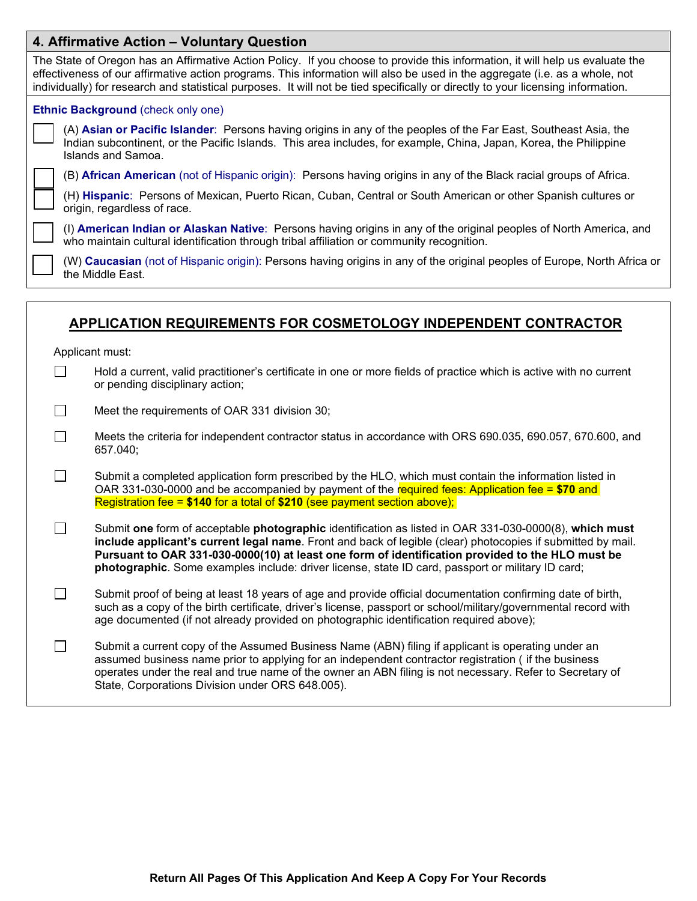## 4. Affirmative Action – Voluntary Question

The State of Oregon has an Affirmative Action Policy. If you choose to provide this information, it will help us evaluate the effectiveness of our affirmative action programs. This information will also be used in the aggregate (i.e. as a whole, not individually) for research and statistical purposes. It will not be tied specifically or directly to your licensing information.

**Ethnic Background** (check only one)

- ☐ (A) **Asian or Pacific Islander**: Persons having origins in any of the peoples of the Far East, Southeast Asia, the Indian subcontinent, or the Pacific Islands. This area includes, for example, China, Japan, Korea, the Philippine Islands and Samoa.
- ☐ (B) **African American** (not of Hispanic origin): Persons having origins in any of the Black racial groups of Africa.
- ☐ (H) **Hispanic**: Persons of Mexican, Puerto Rican, Cuban, Central or South American or other Spanish cultures or origin, regardless of race.
- ☐ (I) **American Indian or Alaskan Native**: Persons having origins in any of the original peoples of North America, and who maintain cultural identification through tribal affiliation or community recognition.
- ☐ (W) **Caucasian** (not of Hispanic origin): Persons having origins in any of the original peoples of Europe, North Africa or the Middle East.

## APPLICATION REQUIREMENTS FOR COSMETOLOGY INDEPENDENT CONTRACTOR

Applicant must:

- ☐ Hold a current, valid practitioner's certificate in one or more fields of practice which is active with no current or pending disciplinary action;
- ☐ Meet the requirements of OAR 331 division 30;
- ☐ Meets the criteria for independent contractor status in accordance with ORS 690.035, 690.057, 670.600, and 657.040;
- ☐ Submit a completed application form prescribed by the HLO, which must contain the information listed in OAR 331-030-0000 and be accompanied by payment of the required fees: Application fee = **$70** and Registration fee = **$140** for a total of **$210** (see payment section above);
- ☐ Submit **one** form of acceptable **photographic** identification as listed in OAR 331-030-0000(8), **which must include applicant's current legal name**. Front and back of legible (clear) photocopies if submitted by mail. **Pursuant to OAR 331-030-0000(10) at least one form of identification provided to the HLO must be photographic**. Some examples include: driver license, state ID card, passport or military ID card;
- ☐ Submit proof of being at least 18 years of age and provide official documentation confirming date of birth, such as a copy of the birth certificate, driver's license, passport or school/military/governmental record with age documented (if not already provided on photographic identification required above);
- ☐ Submit a current copy of the Assumed Business Name (ABN) filing if applicant is operating under an assumed business name prior to applying for an independent contractor registration ( if the business operates under the real and true name of the owner an ABN filing is not necessary. Refer to Secretary of State, Corporations Division under ORS 648.005).

**Return All Pages Of This Application And Keep A Copy For Your Records**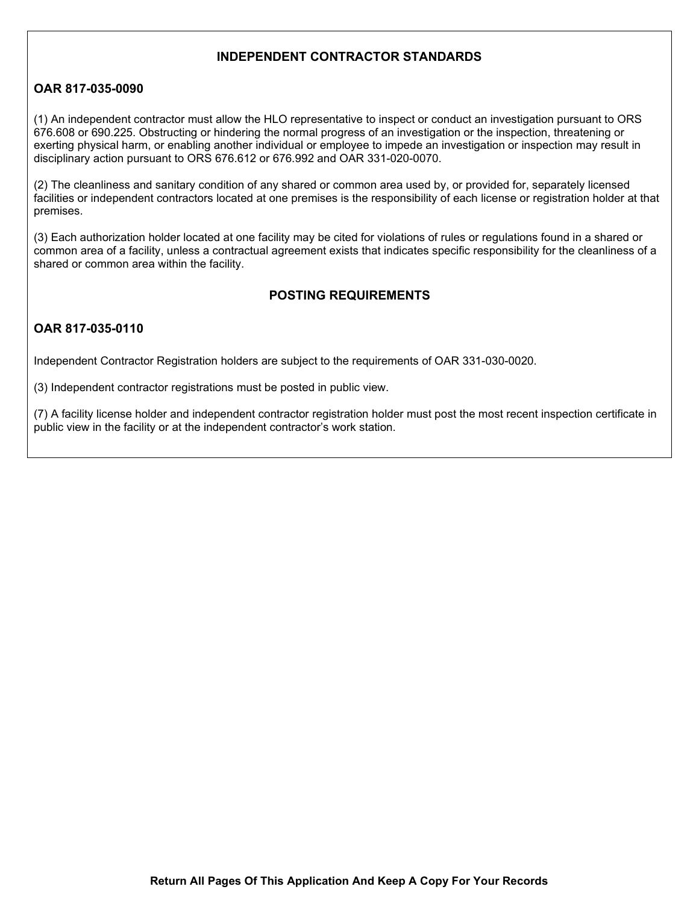## INDEPENDENT CONTRACTOR STANDARDS

### OAR 817-035-0090

(1) An independent contractor must allow the HLO representative to inspect or conduct an investigation pursuant to ORS 676.608 or 690.225. Obstructing or hindering the normal progress of an investigation or the inspection, threatening or exerting physical harm, or enabling another individual or employee to impede an investigation or inspection may result in disciplinary action pursuant to ORS 676.612 or 676.992 and OAR 331-020-0070.

(2) The cleanliness and sanitary condition of any shared or common area used by, or provided for, separately licensed facilities or independent contractors located at one premises is the responsibility of each license or registration holder at that premises.

(3) Each authorization holder located at one facility may be cited for violations of rules or regulations found in a shared or common area of a facility, unless a contractual agreement exists that indicates specific responsibility for the cleanliness of a shared or common area within the facility.

## POSTING REQUIREMENTS

### OAR 817-035-0110

Independent Contractor Registration holders are subject to the requirements of OAR 331-030-0020.

(3) Independent contractor registrations must be posted in public view.

(7) A facility license holder and independent contractor registration holder must post the most recent inspection certificate in public view in the facility or at the independent contractor's work station.

**Return All Pages Of This Application And Keep A Copy For Your Records**